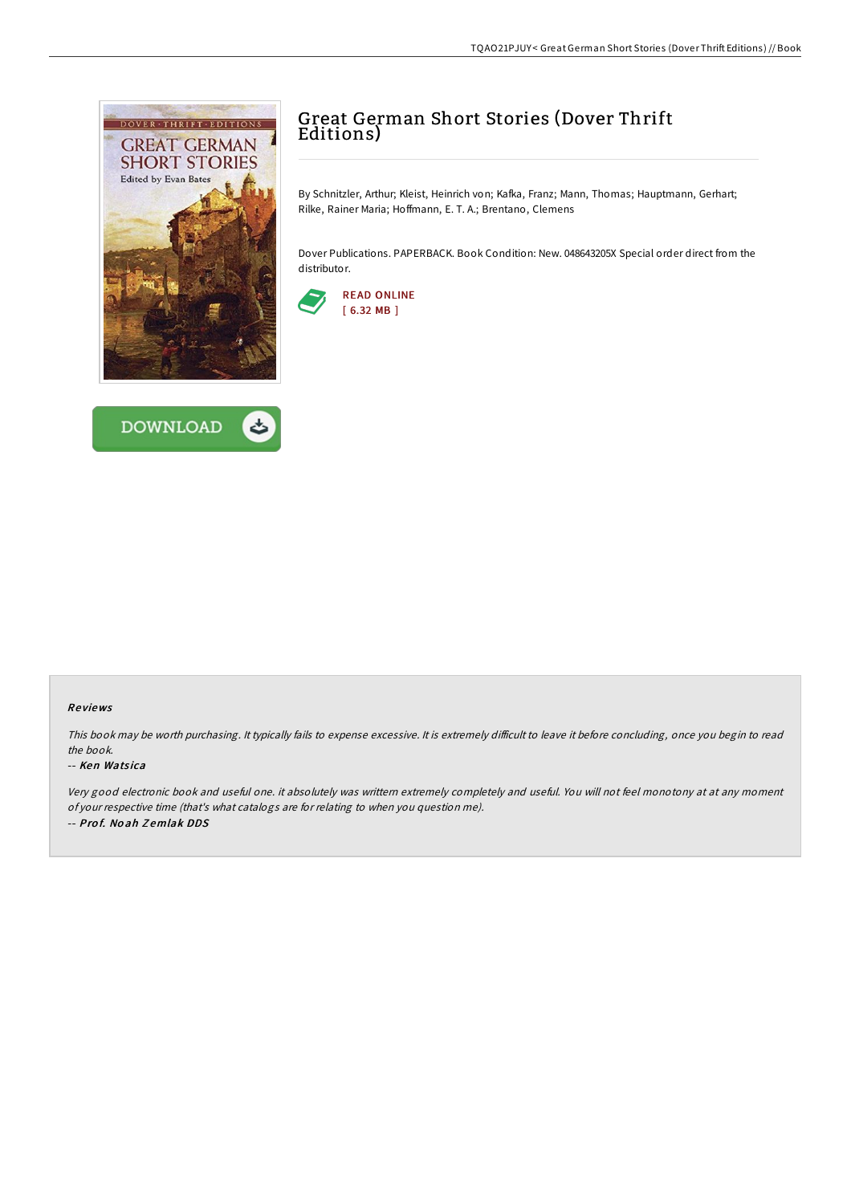# Great German Short Stories (Dover Thrift Editions)

By Schnitzler, Arthur; Kleist, Heinrich von; Kafka, Franz; Mann, Thomas; Hauptmann, Gerhart; Rilke, Rainer Maria; Hoffmann, E. T. A.; Brentano, Clemens

Dover Publications. PAPERBACK. Book Condition: New. 048643205X Special order direct from the distributor.

READ ONLINE
[ 6.32 MB ]

DOWNLOAD

### Reviews

*This book may be worth purchasing. It typically fails to expense excessive. It is extremely difficult to leave it before concluding, once you begin to read the book.*

-- ***Ken Watsica***

*Very good electronic book and useful one. it absolutely was written extremely completely and useful. You will not feel monotony at at any moment of your respective time (that's what catalogs are for relating to when you question me).*

-- ***Prof. Noah Zemlak DDS***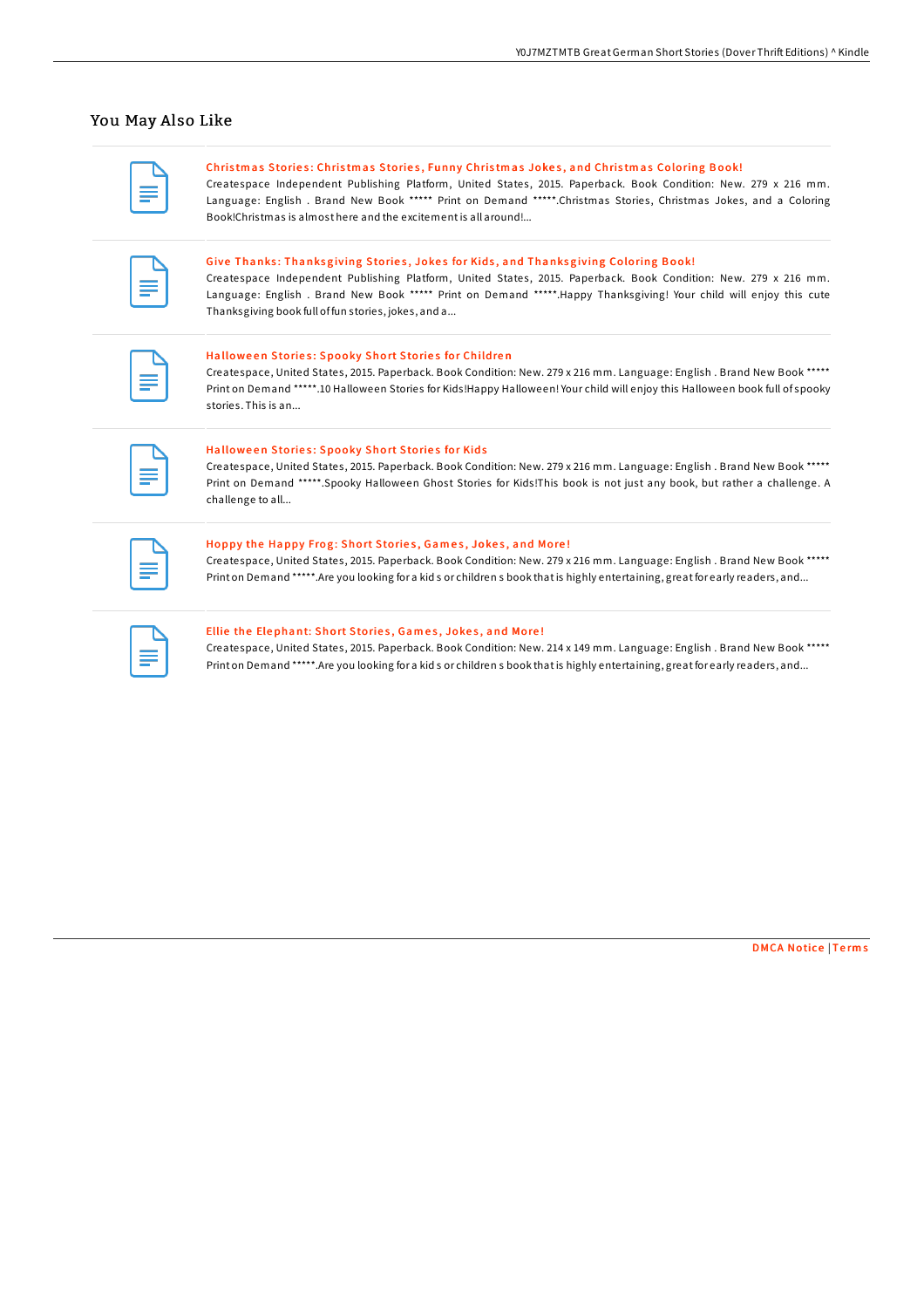## You May Also Like

**Christmas Stories: Christmas Stories, Funny Christmas Jokes, and Christmas Coloring Book!**

Createspace Independent Publishing Platform, United States, 2015. Paperback. Book Condition: New. 279 x 216 mm. Language: English . Brand New Book ***** Print on Demand *****.Christmas Stories, Christmas Jokes, and a Coloring Book!Christmas is almost here and the excitement is all around!...

**Give Thanks: Thanksgiving Stories, Jokes for Kids, and Thanksgiving Coloring Book!**

Createspace Independent Publishing Platform, United States, 2015. Paperback. Book Condition: New. 279 x 216 mm. Language: English . Brand New Book ***** Print on Demand *****.Happy Thanksgiving! Your child will enjoy this cute Thanksgiving book full of fun stories, jokes, and a...

**Halloween Stories: Spooky Short Stories for Children**

Createspace, United States, 2015. Paperback. Book Condition: New. 279 x 216 mm. Language: English . Brand New Book ***** Print on Demand *****.10 Halloween Stories for Kids!Happy Halloween! Your child will enjoy this Halloween book full of spooky stories. This is an...

**Halloween Stories: Spooky Short Stories for Kids**

Createspace, United States, 2015. Paperback. Book Condition: New. 279 x 216 mm. Language: English . Brand New Book ***** Print on Demand *****.Spooky Halloween Ghost Stories for Kids!This book is not just any book, but rather a challenge. A challenge to all...

**Hoppy the Happy Frog: Short Stories, Games, Jokes, and More!**

Createspace, United States, 2015. Paperback. Book Condition: New. 279 x 216 mm. Language: English . Brand New Book ***** Print on Demand *****.Are you looking for a kid s or children s book that is highly entertaining, great for early readers, and...

**Ellie the Elephant: Short Stories, Games, Jokes, and More!**

Createspace, United States, 2015. Paperback. Book Condition: New. 214 x 149 mm. Language: English . Brand New Book ***** Print on Demand *****.Are you looking for a kid s or children s book that is highly entertaining, great for early readers, and...

DMCA Notice | Terms